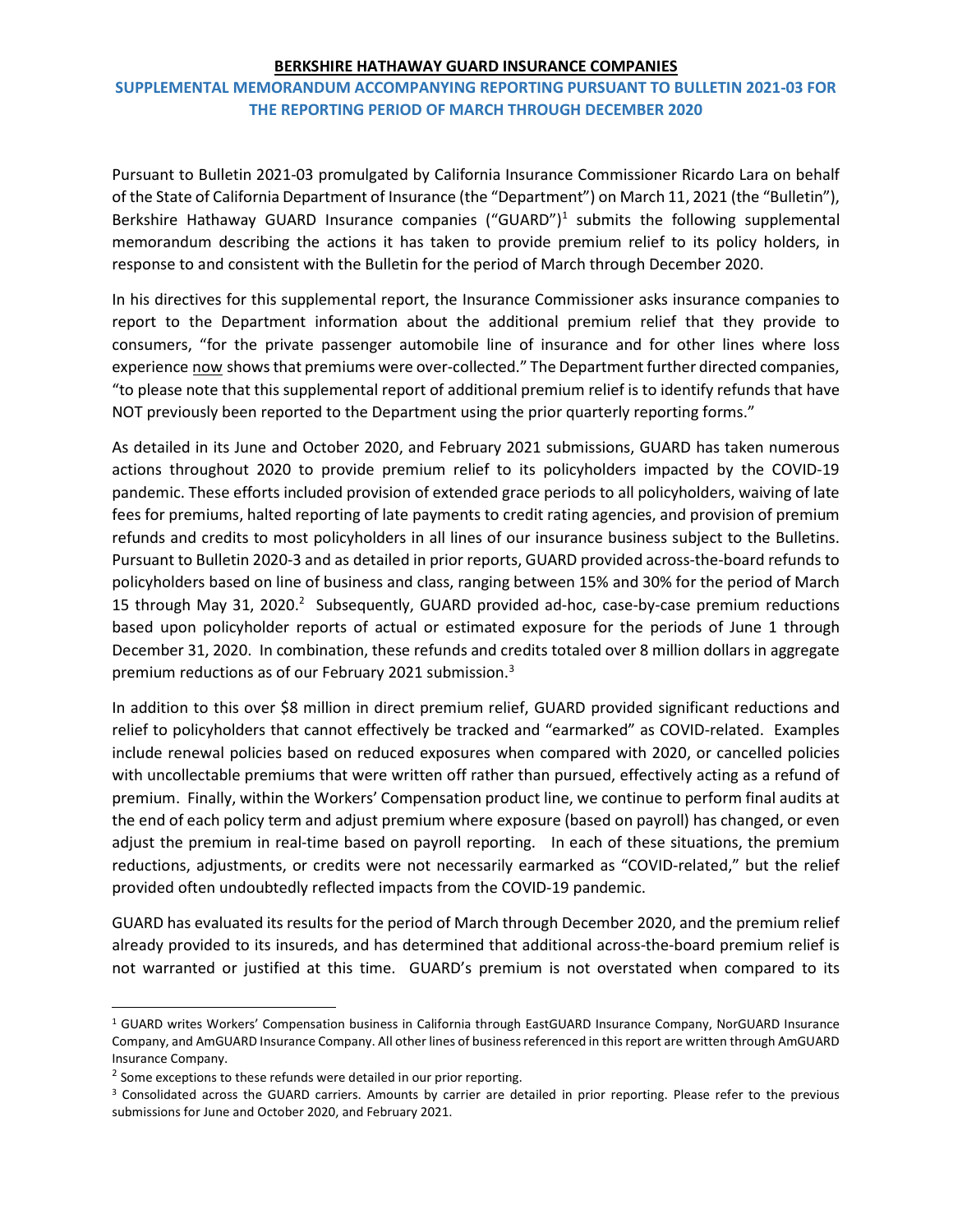**BERKSHIRE HATHAWAY GUARD INSURANCE COMPANIES**

## SUPPLEMENTAL MEMORANDUM ACCOMPANYING REPORTING PURSUANT TO BULLETIN 2021-03 FOR THE REPORTING PERIOD OF MARCH THROUGH DECEMBER 2020

Pursuant to Bulletin 2021-03 promulgated by California Insurance Commissioner Ricardo Lara on behalf of the State of California Department of Insurance (the "Department") on March 11, 2021 (the "Bulletin"), Berkshire Hathaway GUARD Insurance companies ("GUARD")[1] submits the following supplemental memorandum describing the actions it has taken to provide premium relief to its policy holders, in response to and consistent with the Bulletin for the period of March through December 2020.

In his directives for this supplemental report, the Insurance Commissioner asks insurance companies to report to the Department information about the additional premium relief that they provide to consumers, "for the private passenger automobile line of insurance and for other lines where loss experience now shows that premiums were over-collected." The Department further directed companies, "to please note that this supplemental report of additional premium relief is to identify refunds that have NOT previously been reported to the Department using the prior quarterly reporting forms."

As detailed in its June and October 2020, and February 2021 submissions, GUARD has taken numerous actions throughout 2020 to provide premium relief to its policyholders impacted by the COVID-19 pandemic. These efforts included provision of extended grace periods to all policyholders, waiving of late fees for premiums, halted reporting of late payments to credit rating agencies, and provision of premium refunds and credits to most policyholders in all lines of our insurance business subject to the Bulletins. Pursuant to Bulletin 2020-3 and as detailed in prior reports, GUARD provided across-the-board refunds to policyholders based on line of business and class, ranging between 15% and 30% for the period of March 15 through May 31, 2020.[2] Subsequently, GUARD provided ad-hoc, case-by-case premium reductions based upon policyholder reports of actual or estimated exposure for the periods of June 1 through December 31, 2020. In combination, these refunds and credits totaled over 8 million dollars in aggregate premium reductions as of our February 2021 submission.[3]

In addition to this over $8 million in direct premium relief, GUARD provided significant reductions and relief to policyholders that cannot effectively be tracked and "earmarked" as COVID-related. Examples include renewal policies based on reduced exposures when compared with 2020, or cancelled policies with uncollectable premiums that were written off rather than pursued, effectively acting as a refund of premium. Finally, within the Workers' Compensation product line, we continue to perform final audits at the end of each policy term and adjust premium where exposure (based on payroll) has changed, or even adjust the premium in real-time based on payroll reporting. In each of these situations, the premium reductions, adjustments, or credits were not necessarily earmarked as "COVID-related," but the relief provided often undoubtedly reflected impacts from the COVID-19 pandemic.

GUARD has evaluated its results for the period of March through December 2020, and the premium relief already provided to its insureds, and has determined that additional across-the-board premium relief is not warranted or justified at this time. GUARD's premium is not overstated when compared to its

---

[1] GUARD writes Workers' Compensation business in California through EastGUARD Insurance Company, NorGUARD Insurance Company, and AmGUARD Insurance Company. All other lines of business referenced in this report are written through AmGUARD Insurance Company.

[2] Some exceptions to these refunds were detailed in our prior reporting.

[3] Consolidated across the GUARD carriers. Amounts by carrier are detailed in prior reporting. Please refer to the previous submissions for June and October 2020, and February 2021.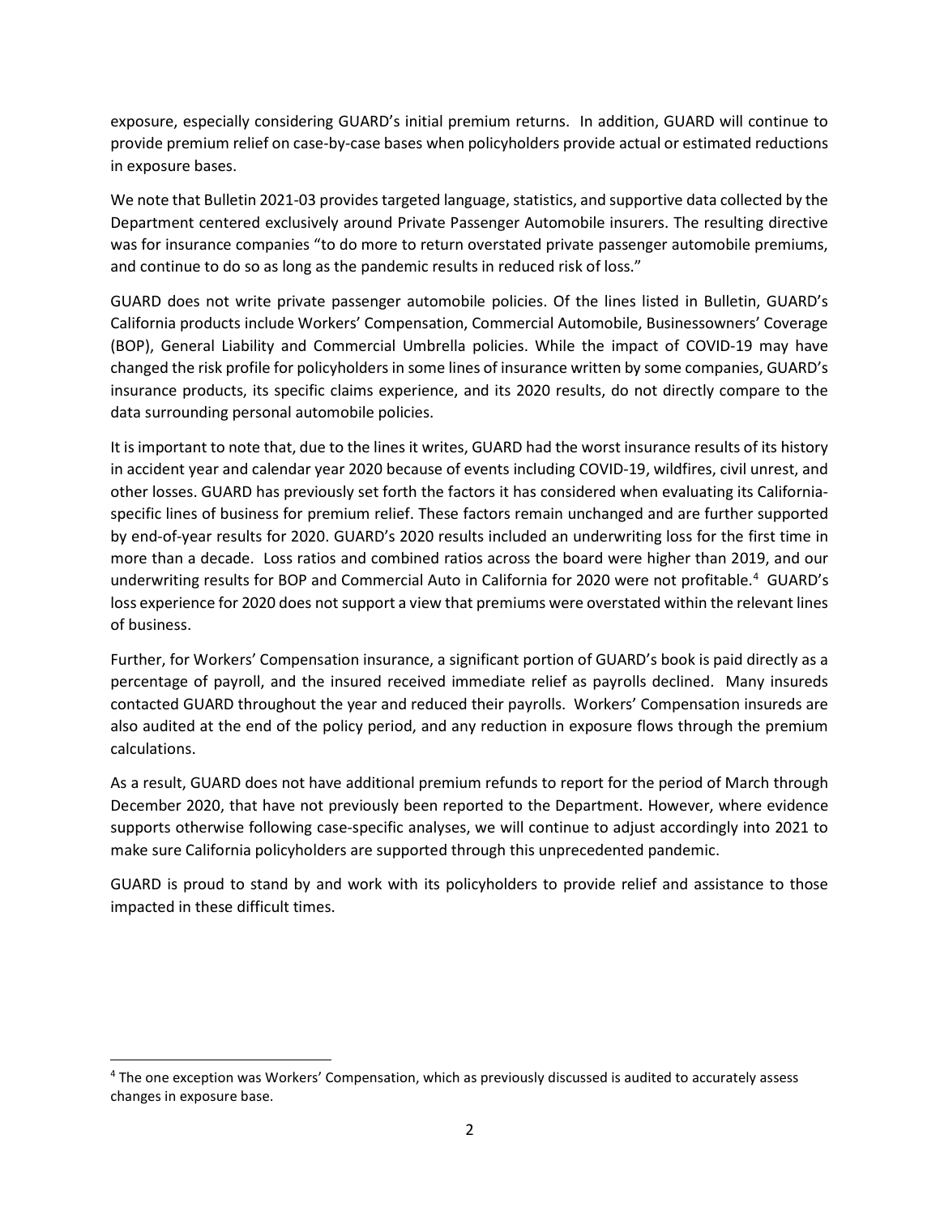exposure, especially considering GUARD's initial premium returns. In addition, GUARD will continue to provide premium relief on case-by-case bases when policyholders provide actual or estimated reductions in exposure bases.

We note that Bulletin 2021-03 provides targeted language, statistics, and supportive data collected by the Department centered exclusively around Private Passenger Automobile insurers. The resulting directive was for insurance companies "to do more to return overstated private passenger automobile premiums, and continue to do so as long as the pandemic results in reduced risk of loss."

GUARD does not write private passenger automobile policies. Of the lines listed in Bulletin, GUARD's California products include Workers' Compensation, Commercial Automobile, Businessowners' Coverage (BOP), General Liability and Commercial Umbrella policies. While the impact of COVID-19 may have changed the risk profile for policyholders in some lines of insurance written by some companies, GUARD's insurance products, its specific claims experience, and its 2020 results, do not directly compare to the data surrounding personal automobile policies.

It is important to note that, due to the lines it writes, GUARD had the worst insurance results of its history in accident year and calendar year 2020 because of events including COVID-19, wildfires, civil unrest, and other losses. GUARD has previously set forth the factors it has considered when evaluating its California-specific lines of business for premium relief. These factors remain unchanged and are further supported by end-of-year results for 2020. GUARD's 2020 results included an underwriting loss for the first time in more than a decade. Loss ratios and combined ratios across the board were higher than 2019, and our underwriting results for BOP and Commercial Auto in California for 2020 were not profitable.[4] GUARD's loss experience for 2020 does not support a view that premiums were overstated within the relevant lines of business.

Further, for Workers' Compensation insurance, a significant portion of GUARD's book is paid directly as a percentage of payroll, and the insured received immediate relief as payrolls declined. Many insureds contacted GUARD throughout the year and reduced their payrolls. Workers' Compensation insureds are also audited at the end of the policy period, and any reduction in exposure flows through the premium calculations.

As a result, GUARD does not have additional premium refunds to report for the period of March through December 2020, that have not previously been reported to the Department. However, where evidence supports otherwise following case-specific analyses, we will continue to adjust accordingly into 2021 to make sure California policyholders are supported through this unprecedented pandemic.

GUARD is proud to stand by and work with its policyholders to provide relief and assistance to those impacted in these difficult times.

---

[4] The one exception was Workers' Compensation, which as previously discussed is audited to accurately assess changes in exposure base.